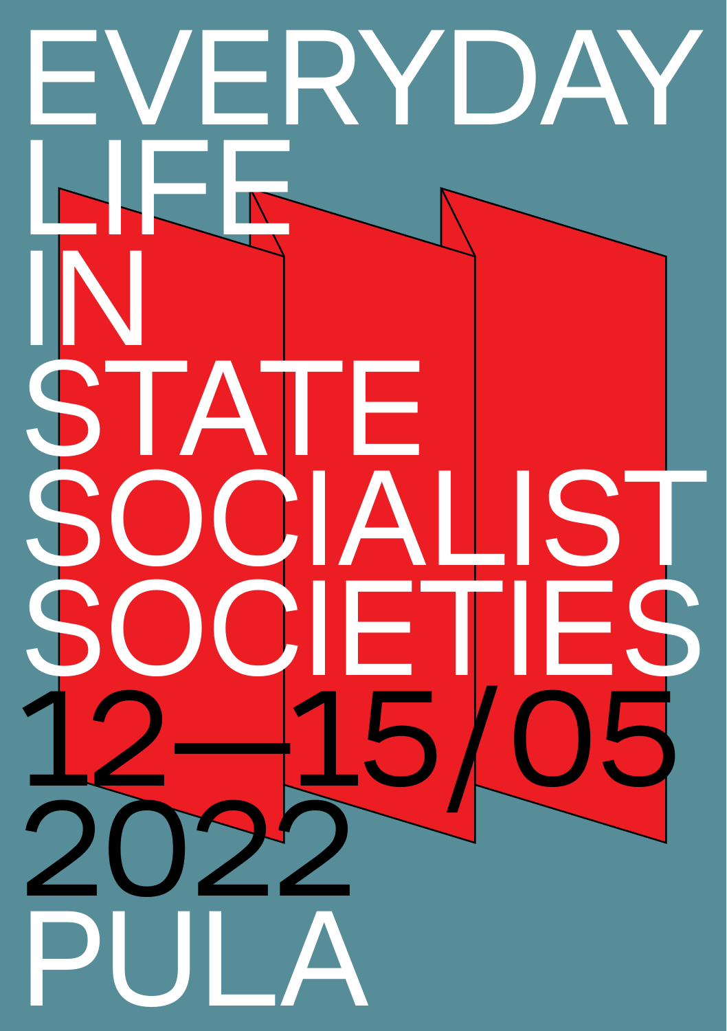# EVERYDAY LIFE IN STATE SOCIALIST SOCIETIES

12—15/05 2022

PULA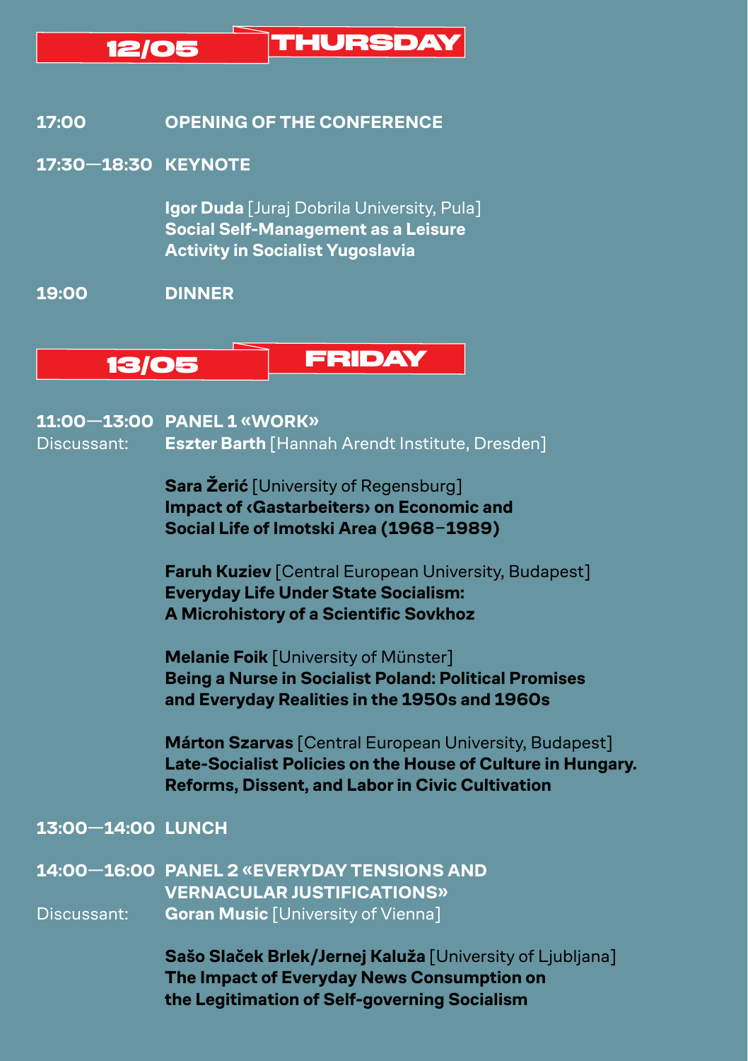## 12/05 THURSDAY

**17:00** **OPENING OF THE CONFERENCE**

**17:30—18:30** **KEYNOTE**

**Igor Duda** [Juraj Dobrila University, Pula]
**Social Self-Management as a Leisure Activity in Socialist Yugoslavia**

**19:00** **DINNER**

## 13/05 FRIDAY

**11:00—13:00** **PANEL 1 «WORK»**
Discussant: **Eszter Barth** [Hannah Arendt Institute, Dresden]

**Sara Žerić** [University of Regensburg]
**Impact of ‹Gastarbeiters› on Economic and Social Life of Imotski Area (1968–1989)**

**Faruh Kuziev** [Central European University, Budapest]
**Everyday Life Under State Socialism: A Microhistory of a Scientific Sovkhoz**

**Melanie Foik** [University of Münster]
**Being a Nurse in Socialist Poland: Political Promises and Everyday Realities in the 1950s and 1960s**

**Márton Szarvas** [Central European University, Budapest]
**Late-Socialist Policies on the House of Culture in Hungary. Reforms, Dissent, and Labor in Civic Cultivation**

**13:00—14:00** **LUNCH**

**14:00—16:00** **PANEL 2 «EVERYDAY TENSIONS AND VERNACULAR JUSTIFICATIONS»**
Discussant: **Goran Music** [University of Vienna]

**Sašo Slaček Brlek/Jernej Kaluža** [University of Ljubljana]
**The Impact of Everyday News Consumption on the Legitimation of Self-governing Socialism**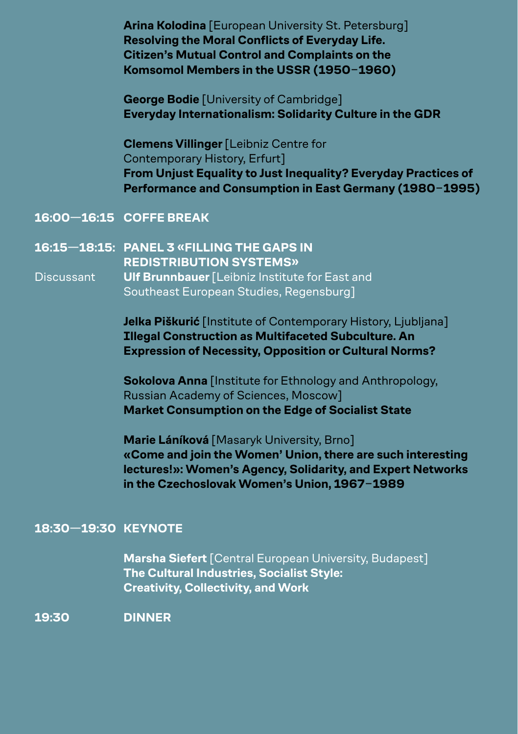**Arina Kolodina** [European University St. Petersburg]
**Resolving the Moral Conflicts of Everyday Life. Citizen's Mutual Control and Complaints on the Komsomol Members in the USSR (1950–1960)**

**George Bodie** [University of Cambridge]
**Everyday Internationalism: Solidarity Culture in the GDR**

**Clemens Villinger** [Leibniz Centre for Contemporary History, Erfurt]
**From Unjust Equality to Just Inequality? Everyday Practices of Performance and Consumption in East Germany (1980–1995)**

**16:00—16:15 COFFE BREAK**

**16:15—18:15: PANEL 3 «FILLING THE GAPS IN REDISTRIBUTION SYSTEMS»**

Discussant **Ulf Brunnbauer** [Leibniz Institute for East and Southeast European Studies, Regensburg]

**Jelka Piškurić** [Institute of Contemporary History, Ljubljana]
**Illegal Construction as Multifaceted Subculture. An Expression of Necessity, Opposition or Cultural Norms?**

**Sokolova Anna** [Institute for Ethnology and Anthropology, Russian Academy of Sciences, Moscow]
**Market Consumption on the Edge of Socialist State**

**Marie Láníková** [Masaryk University, Brno]
**«Come and join the Women' Union, there are such interesting lectures!»: Women's Agency, Solidarity, and Expert Networks in the Czechoslovak Women's Union, 1967–1989**

**18:30—19:30 KEYNOTE**

**Marsha Siefert** [Central European University, Budapest]
**The Cultural Industries, Socialist Style: Creativity, Collectivity, and Work**

**19:30 DINNER**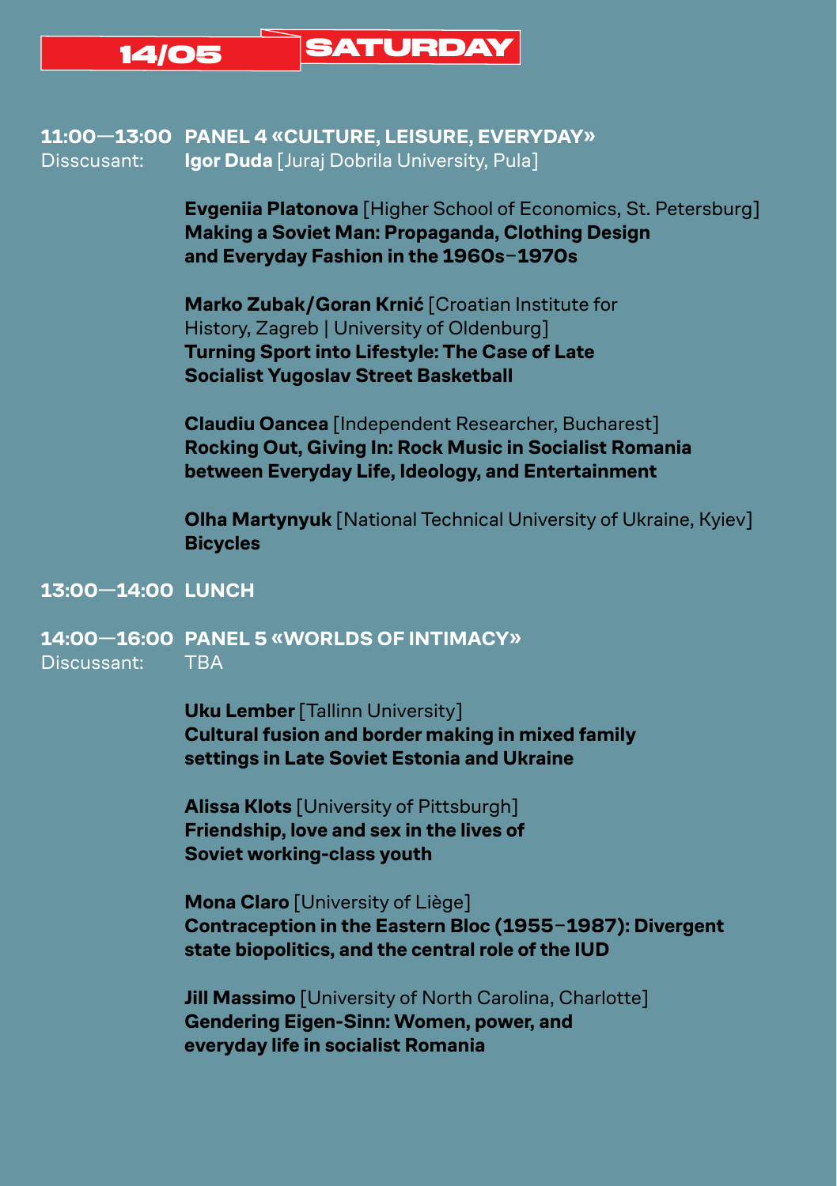## 14/05 SATURDAY

**11:00—13:00 PANEL 4 «CULTURE, LEISURE, EVERYDAY»**
Disscusant: **Igor Duda** [Juraj Dobrila University, Pula]

**Evgeniia Platonova** [Higher School of Economics, St. Petersburg]
**Making a Soviet Man: Propaganda, Clothing Design and Everyday Fashion in the 1960s–1970s**

**Marko Zubak/Goran Krnić** [Croatian Institute for History, Zagreb | University of Oldenburg]
**Turning Sport into Lifestyle: The Case of Late Socialist Yugoslav Street Basketball**

**Claudiu Oancea** [Independent Researcher, Bucharest]
**Rocking Out, Giving In: Rock Music in Socialist Romania between Everyday Life, Ideology, and Entertainment**

**Olha Martynyuk** [National Technical University of Ukraine, Kyiev]
**Bicycles**

**13:00—14:00 LUNCH**

**14:00—16:00 PANEL 5 «WORLDS OF INTIMACY»**
Discussant: TBA

**Uku Lember** [Tallinn University]
**Cultural fusion and border making in mixed family settings in Late Soviet Estonia and Ukraine**

**Alissa Klots** [University of Pittsburgh]
**Friendship, love and sex in the lives of Soviet working-class youth**

**Mona Claro** [University of Liège]
**Contraception in the Eastern Bloc (1955–1987): Divergent state biopolitics, and the central role of the IUD**

**Jill Massimo** [University of North Carolina, Charlotte]
**Gendering Eigen-Sinn: Women, power, and everyday life in socialist Romania**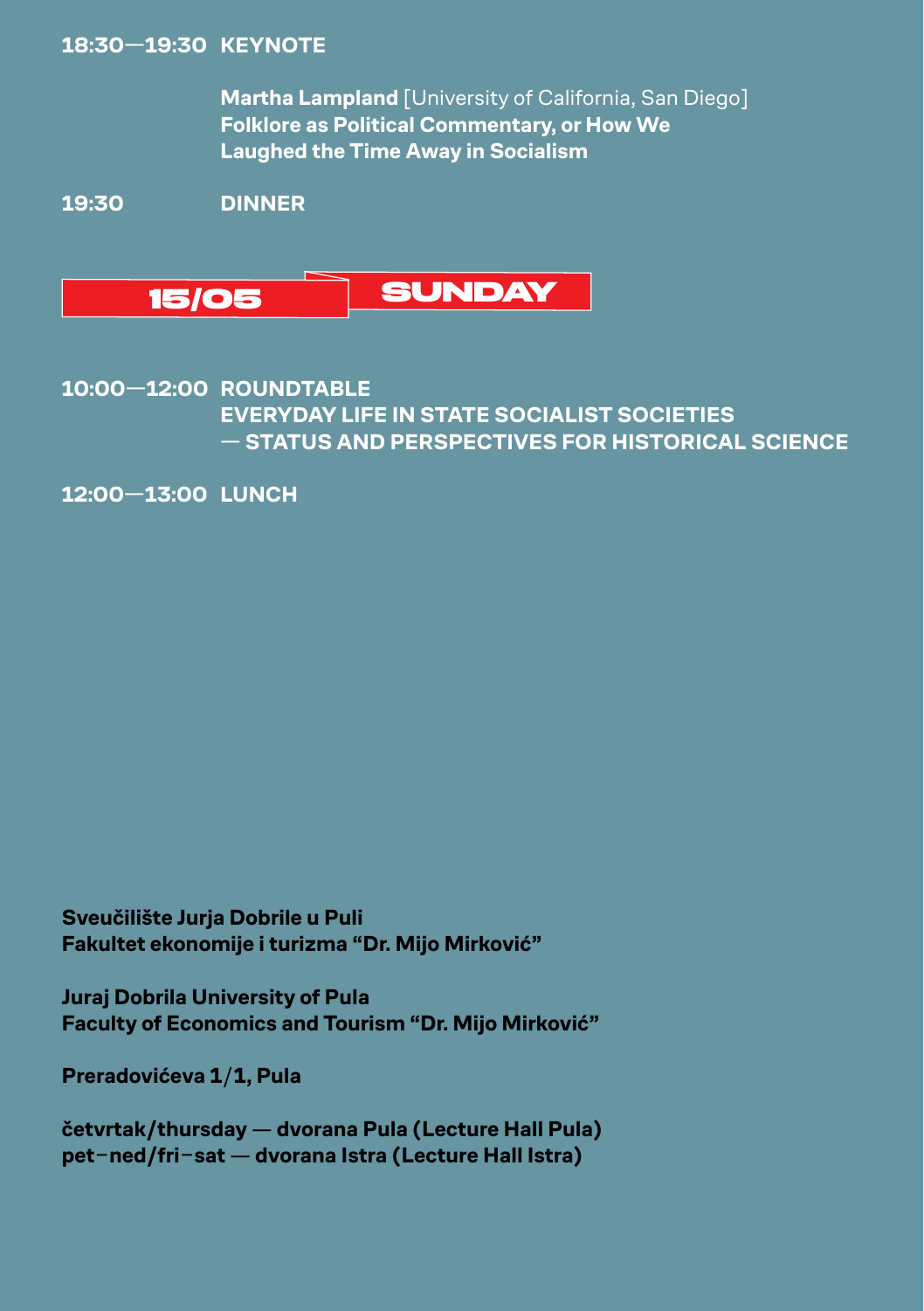**18:30—19:30 KEYNOTE**

**Martha Lampland** [University of California, San Diego]
**Folklore as Political Commentary, or How We Laughed the Time Away in Socialism**

**19:30 DINNER**

## 15/05 SUNDAY

**10:00—12:00 ROUNDTABLE**
**EVERYDAY LIFE IN STATE SOCIALIST SOCIETIES — STATUS AND PERSPECTIVES FOR HISTORICAL SCIENCE**

**12:00—13:00 LUNCH**

**Sveučilište Jurja Dobrile u Puli**
**Fakultet ekonomije i turizma "Dr. Mijo Mirković"**

**Juraj Dobrila University of Pula**
**Faculty of Economics and Tourism "Dr. Mijo Mirković"**

**Preradovićeva 1/1, Pula**

**četvrtak/thursday — dvorana Pula (Lecture Hall Pula)**
**pet–ned/fri–sat — dvorana Istra (Lecture Hall Istra)**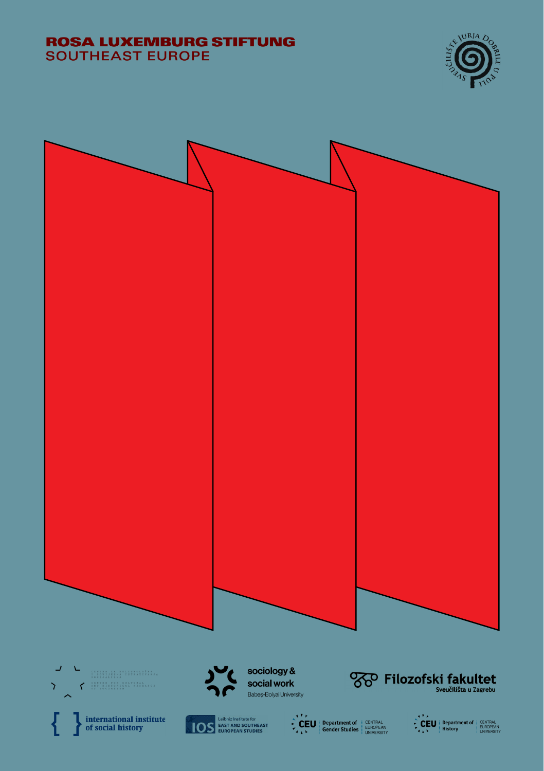**ROSA LUXEMBURG STIFTUNG**
SOUTHEAST EUROPE

SVEUČILIŠTE JURJA DOBRILE U PULI

CENTAR ZA KULTURALNA I POVIJESNA ISTRAŽIVANJA SOCIJALIZMA
CENTRE FOR CULTURAL AND HISTORICAL RESEARCH OF SOCIALISM

sociology & social work
Babeş-Bolyai University

Filozofski fakultet
Sveučilišta u Zagrebu

international institute of social history

IOS Leibniz Institute for EAST AND SOUTHEAST EUROPEAN STUDIES

CEU Department of Gender Studies CENTRAL EUROPEAN UNIVERSITY

CEU Department of History CENTRAL EUROPEAN UNIVERSITY